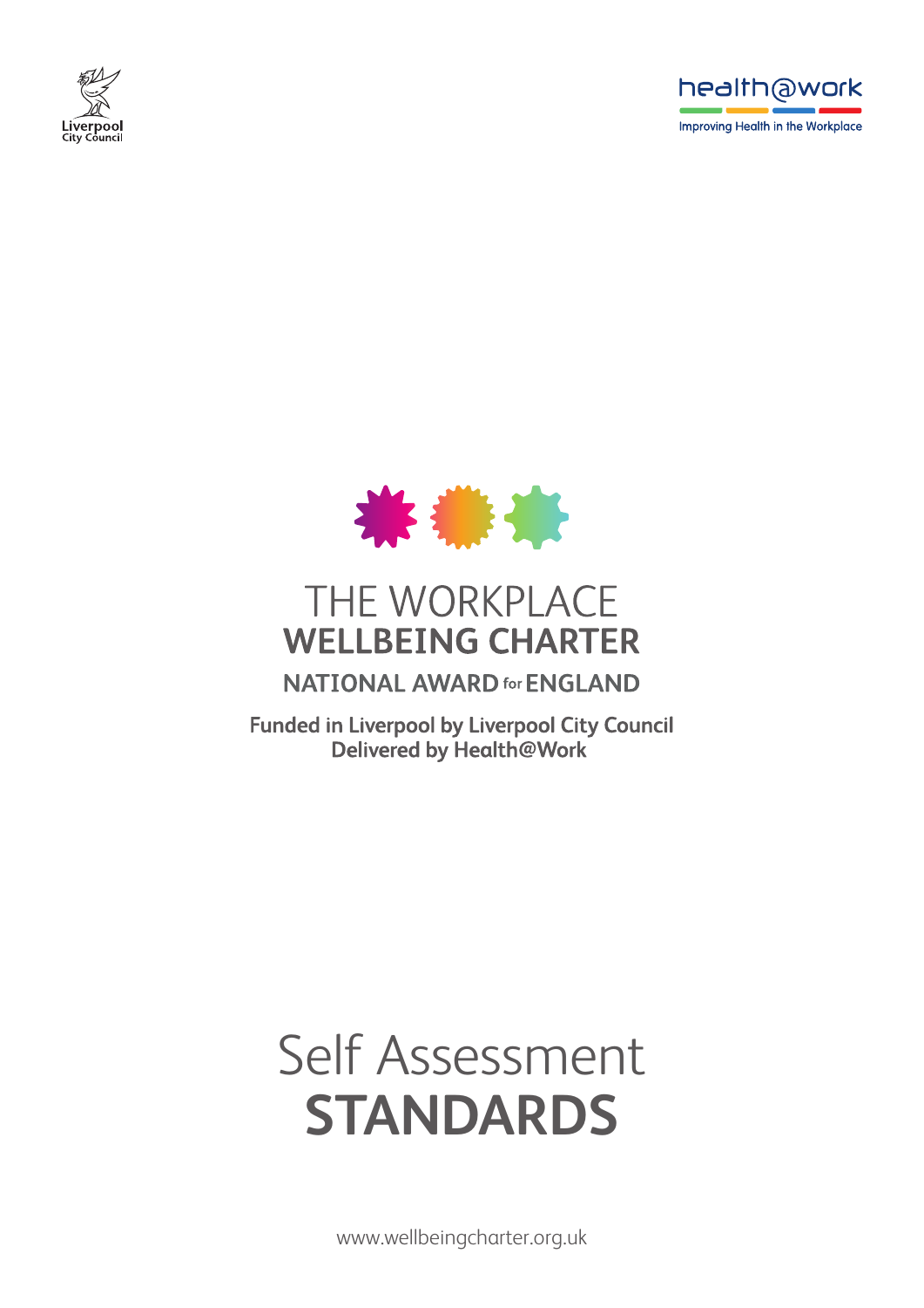Liverpool City Council

health@work
Improving Health in the Workplace

# THE WORKPLACE WELLBEING CHARTER

## NATIONAL AWARD for ENGLAND

**Funded in Liverpool by Liverpool City Council**
**Delivered by Health@Work**

# Self Assessment STANDARDS

www.wellbeingcharter.org.uk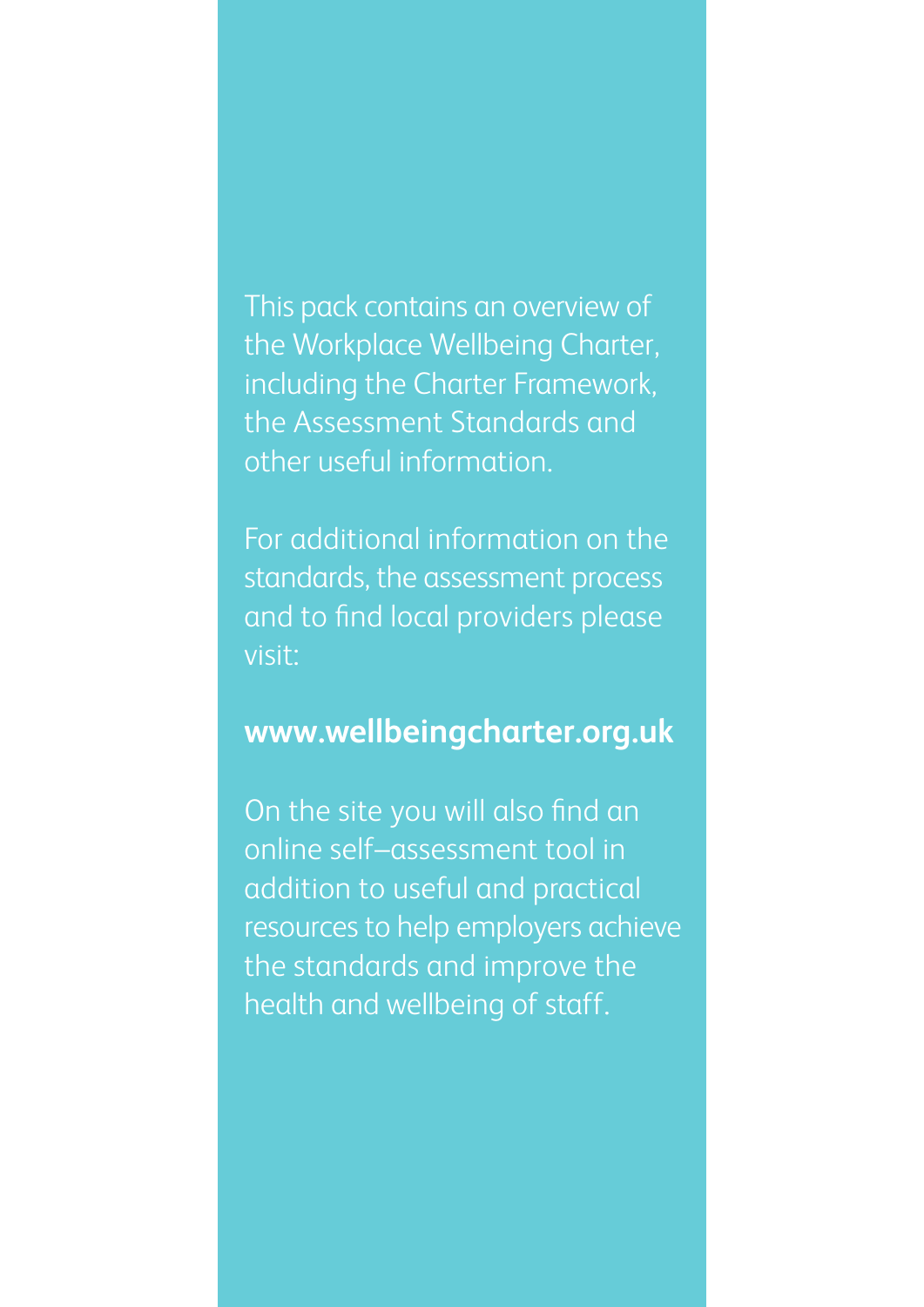This pack contains an overview of the Workplace Wellbeing Charter, including the Charter Framework, the Assessment Standards and other useful information.

For additional information on the standards, the assessment process and to find local providers please visit:

**www.wellbeingcharter.org.uk**

On the site you will also find an online self–assessment tool in addition to useful and practical resources to help employers achieve the standards and improve the health and wellbeing of staff.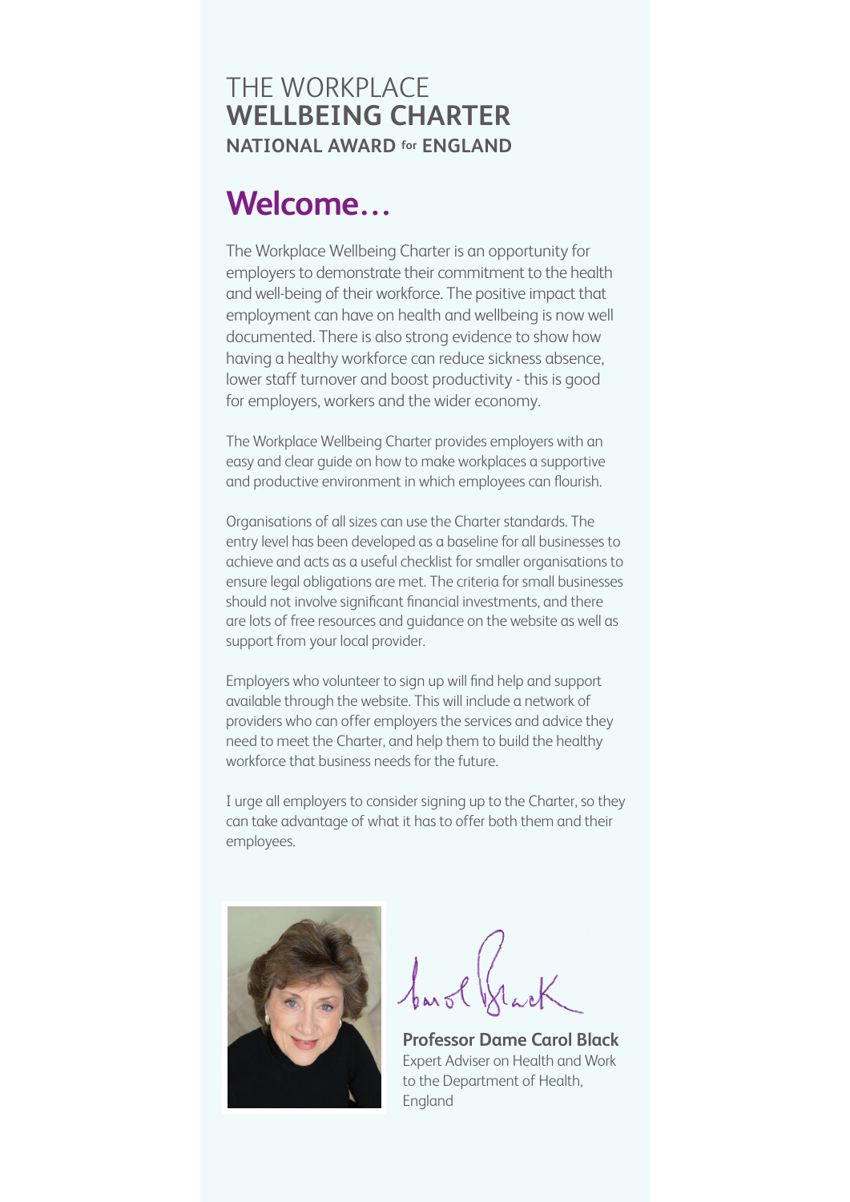THE WORKPLACE
**WELLBEING CHARTER**
**NATIONAL AWARD for ENGLAND**

# Welcome…

The Workplace Wellbeing Charter is an opportunity for employers to demonstrate their commitment to the health and well-being of their workforce. The positive impact that employment can have on health and wellbeing is now well documented. There is also strong evidence to show how having a healthy workforce can reduce sickness absence, lower staff turnover and boost productivity - this is good for employers, workers and the wider economy.

The Workplace Wellbeing Charter provides employers with an easy and clear guide on how to make workplaces a supportive and productive environment in which employees can flourish.

Organisations of all sizes can use the Charter standards. The entry level has been developed as a baseline for all businesses to achieve and acts as a useful checklist for smaller organisations to ensure legal obligations are met. The criteria for small businesses should not involve significant financial investments, and there are lots of free resources and guidance on the website as well as support from your local provider.

Employers who volunteer to sign up will find help and support available through the website. This will include a network of providers who can offer employers the services and advice they need to meet the Charter, and help them to build the healthy workforce that business needs for the future.

I urge all employers to consider signing up to the Charter, so they can take advantage of what it has to offer both them and their employees.

**Professor Dame Carol Black**
Expert Adviser on Health and Work to the Department of Health, England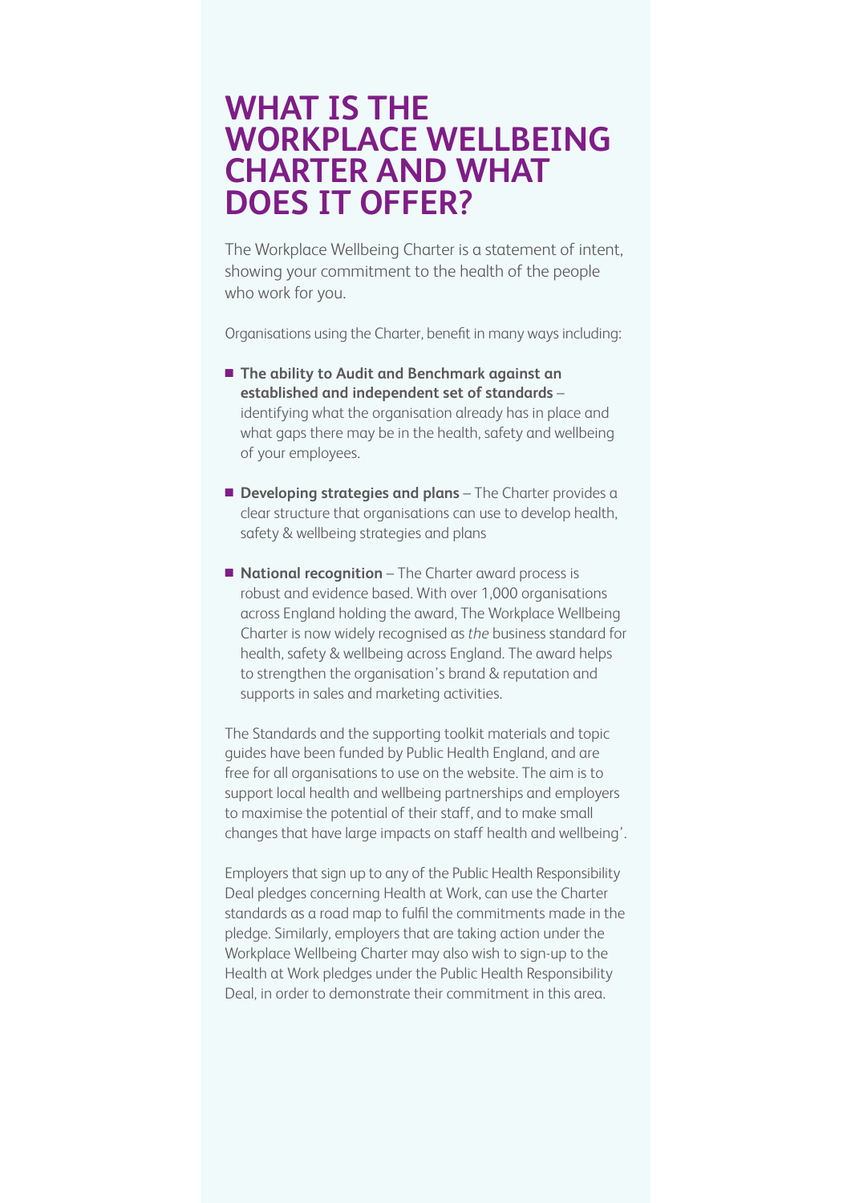# WHAT IS THE WORKPLACE WELLBEING CHARTER AND WHAT DOES IT OFFER?

The Workplace Wellbeing Charter is a statement of intent, showing your commitment to the health of the people who work for you.

Organisations using the Charter, benefit in many ways including:

- **The ability to Audit and Benchmark against an established and independent set of standards** – identifying what the organisation already has in place and what gaps there may be in the health, safety and wellbeing of your employees.
- **Developing strategies and plans** – The Charter provides a clear structure that organisations can use to develop health, safety & wellbeing strategies and plans
- **National recognition** – The Charter award process is robust and evidence based. With over 1,000 organisations across England holding the award, The Workplace Wellbeing Charter is now widely recognised as *the* business standard for health, safety & wellbeing across England. The award helps to strengthen the organisation's brand & reputation and supports in sales and marketing activities.

The Standards and the supporting toolkit materials and topic guides have been funded by Public Health England, and are free for all organisations to use on the website. The aim is to support local health and wellbeing partnerships and employers to maximise the potential of their staff, and to make small changes that have large impacts on staff health and wellbeing'.

Employers that sign up to any of the Public Health Responsibility Deal pledges concerning Health at Work, can use the Charter standards as a road map to fulfil the commitments made in the pledge. Similarly, employers that are taking action under the Workplace Wellbeing Charter may also wish to sign-up to the Health at Work pledges under the Public Health Responsibility Deal, in order to demonstrate their commitment in this area.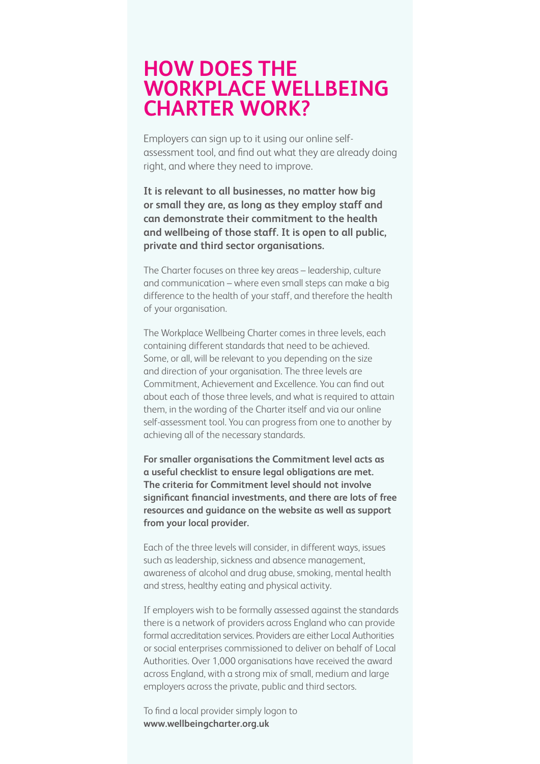# HOW DOES THE WORKPLACE WELLBEING CHARTER WORK?

Employers can sign up to it using our online self-assessment tool, and find out what they are already doing right, and where they need to improve.

**It is relevant to all businesses, no matter how big or small they are, as long as they employ staff and can demonstrate their commitment to the health and wellbeing of those staff. It is open to all public, private and third sector organisations.**

The Charter focuses on three key areas – leadership, culture and communication – where even small steps can make a big difference to the health of your staff, and therefore the health of your organisation.

The Workplace Wellbeing Charter comes in three levels, each containing different standards that need to be achieved. Some, or all, will be relevant to you depending on the size and direction of your organisation. The three levels are Commitment, Achievement and Excellence. You can find out about each of those three levels, and what is required to attain them, in the wording of the Charter itself and via our online self-assessment tool. You can progress from one to another by achieving all of the necessary standards.

**For smaller organisations the Commitment level acts as a useful checklist to ensure legal obligations are met. The criteria for Commitment level should not involve significant financial investments, and there are lots of free resources and guidance on the website as well as support from your local provider.**

Each of the three levels will consider, in different ways, issues such as leadership, sickness and absence management, awareness of alcohol and drug abuse, smoking, mental health and stress, healthy eating and physical activity.

If employers wish to be formally assessed against the standards there is a network of providers across England who can provide formal accreditation services. Providers are either Local Authorities or social enterprises commissioned to deliver on behalf of Local Authorities. Over 1,000 organisations have received the award across England, with a strong mix of small, medium and large employers across the private, public and third sectors.

To find a local provider simply logon to
**www.wellbeingcharter.org.uk**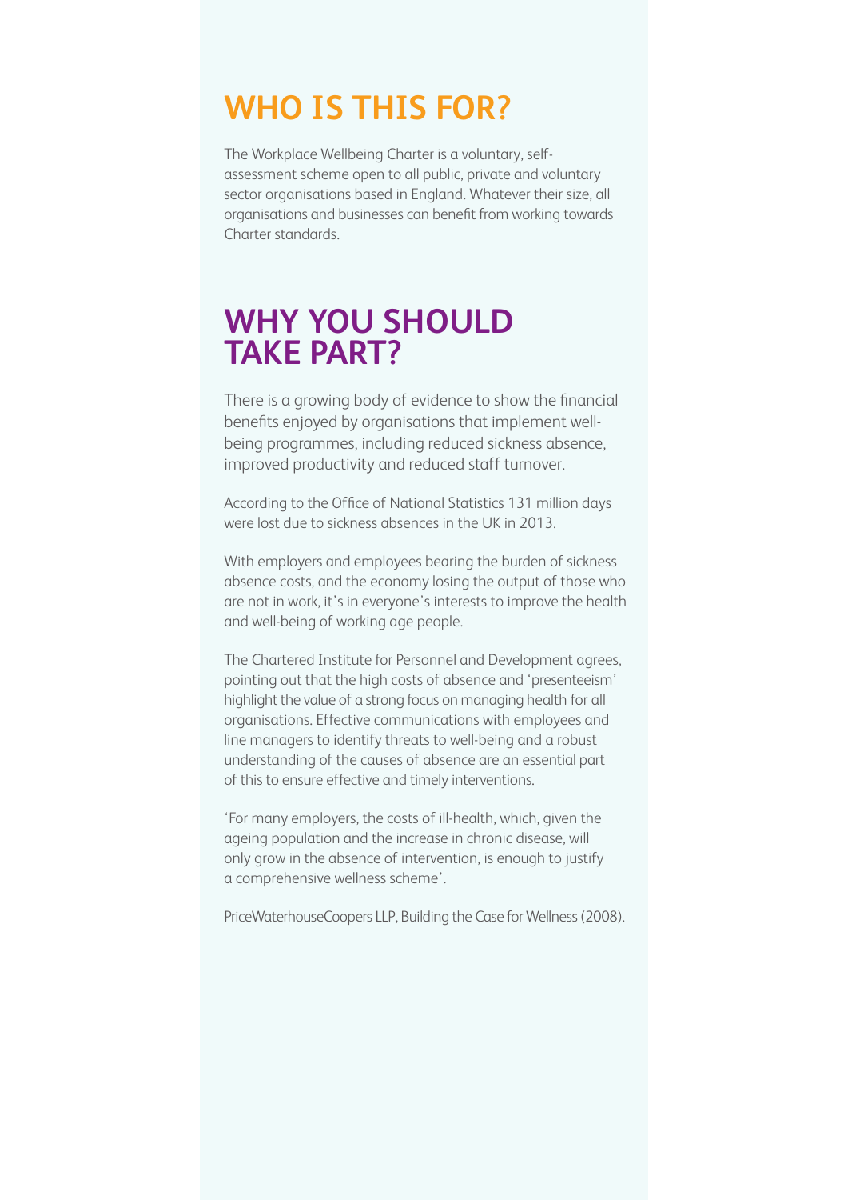## WHO IS THIS FOR?

The Workplace Wellbeing Charter is a voluntary, self-assessment scheme open to all public, private and voluntary sector organisations based in England. Whatever their size, all organisations and businesses can benefit from working towards Charter standards.

## WHY YOU SHOULD TAKE PART?

There is a growing body of evidence to show the financial benefits enjoyed by organisations that implement well-being programmes, including reduced sickness absence, improved productivity and reduced staff turnover.

According to the Office of National Statistics 131 million days were lost due to sickness absences in the UK in 2013.

With employers and employees bearing the burden of sickness absence costs, and the economy losing the output of those who are not in work, it's in everyone's interests to improve the health and well-being of working age people.

The Chartered Institute for Personnel and Development agrees, pointing out that the high costs of absence and 'presenteeism' highlight the value of a strong focus on managing health for all organisations. Effective communications with employees and line managers to identify threats to well-being and a robust understanding of the causes of absence are an essential part of this to ensure effective and timely interventions.

'For many employers, the costs of ill-health, which, given the ageing population and the increase in chronic disease, will only grow in the absence of intervention, is enough to justify a comprehensive wellness scheme'.

PriceWaterhouseCoopers LLP, Building the Case for Wellness (2008).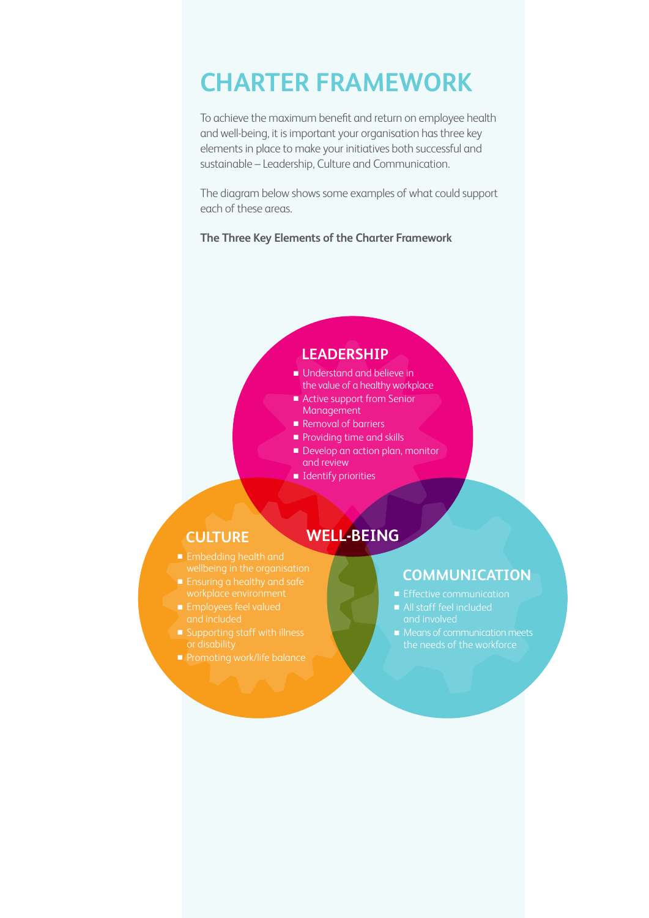# CHARTER FRAMEWORK

To achieve the maximum benefit and return on employee health and well-being, it is important your organisation has three key elements in place to make your initiatives both successful and sustainable – Leadership, Culture and Communication.

The diagram below shows some examples of what could support each of these areas.

**The Three Key Elements of the Charter Framework**

### LEADERSHIP

- Understand and believe in the value of a healthy workplace
- Active support from Senior Management
- Removal of barriers
- Providing time and skills
- Develop an action plan, monitor and review
- Identify priorities

### CULTURE

- Embedding health and wellbeing in the organisation
- Ensuring a healthy and safe workplace environment
- Employees feel valued and included
- Supporting staff with illness or disability
- Promoting work/life balance

### WELL-BEING

### COMMUNICATION

- Effective communication
- All staff feel included and involved
- Means of communication meets the needs of the workforce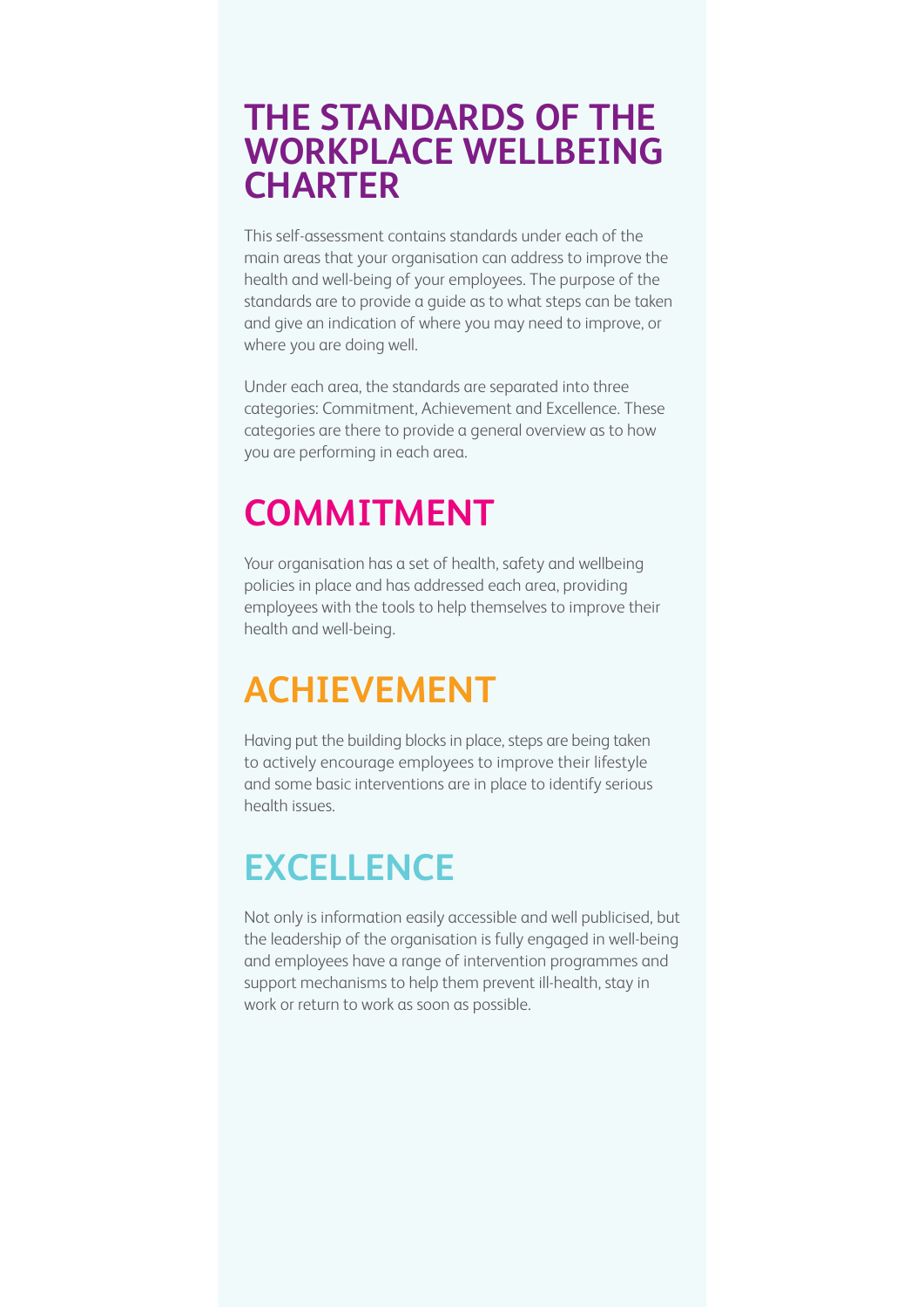# THE STANDARDS OF THE WORKPLACE WELLBEING CHARTER

This self-assessment contains standards under each of the main areas that your organisation can address to improve the health and well-being of your employees. The purpose of the standards are to provide a guide as to what steps can be taken and give an indication of where you may need to improve, or where you are doing well.

Under each area, the standards are separated into three categories: Commitment, Achievement and Excellence. These categories are there to provide a general overview as to how you are performing in each area.

## COMMITMENT

Your organisation has a set of health, safety and wellbeing policies in place and has addressed each area, providing employees with the tools to help themselves to improve their health and well-being.

## ACHIEVEMENT

Having put the building blocks in place, steps are being taken to actively encourage employees to improve their lifestyle and some basic interventions are in place to identify serious health issues.

## EXCELLENCE

Not only is information easily accessible and well publicised, but the leadership of the organisation is fully engaged in well-being and employees have a range of intervention programmes and support mechanisms to help them prevent ill-health, stay in work or return to work as soon as possible.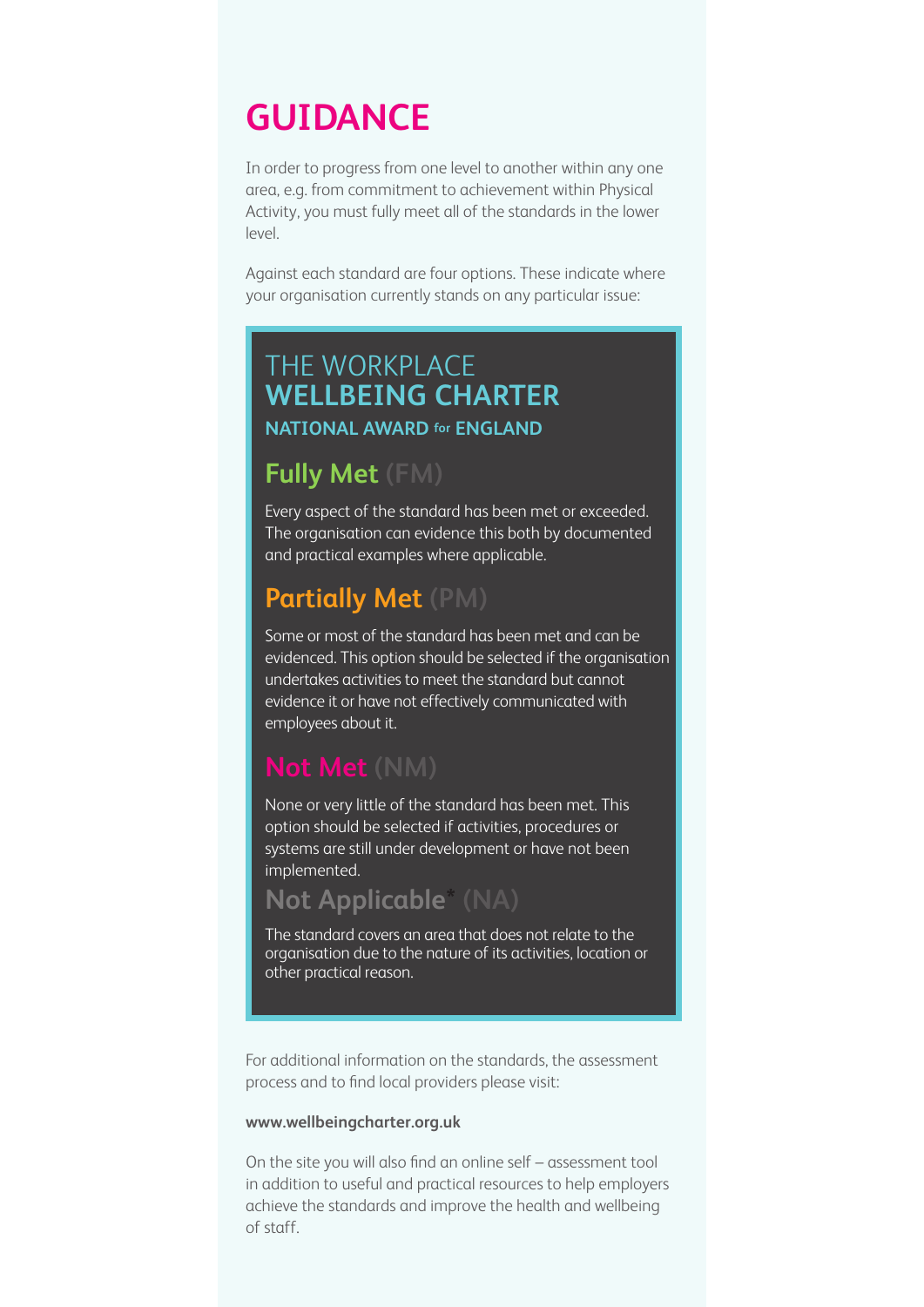# GUIDANCE

In order to progress from one level to another within any one area, e.g. from commitment to achievement within Physical Activity, you must fully meet all of the standards in the lower level.

Against each standard are four options. These indicate where your organisation currently stands on any particular issue:

THE WORKPLACE
**WELLBEING CHARTER**
**NATIONAL AWARD for ENGLAND**

## Fully Met (FM)

Every aspect of the standard has been met or exceeded. The organisation can evidence this both by documented and practical examples where applicable.

## Partially Met (PM)

Some or most of the standard has been met and can be evidenced. This option should be selected if the organisation undertakes activities to meet the standard but cannot evidence it or have not effectively communicated with employees about it.

## Not Met (NM)

None or very little of the standard has been met. This option should be selected if activities, procedures or systems are still under development or have not been implemented.

## Not Applicable* (NA)

The standard covers an area that does not relate to the organisation due to the nature of its activities, location or other practical reason.

For additional information on the standards, the assessment process and to find local providers please visit:

**www.wellbeingcharter.org.uk**

On the site you will also find an online self – assessment tool in addition to useful and practical resources to help employers achieve the standards and improve the health and wellbeing of staff.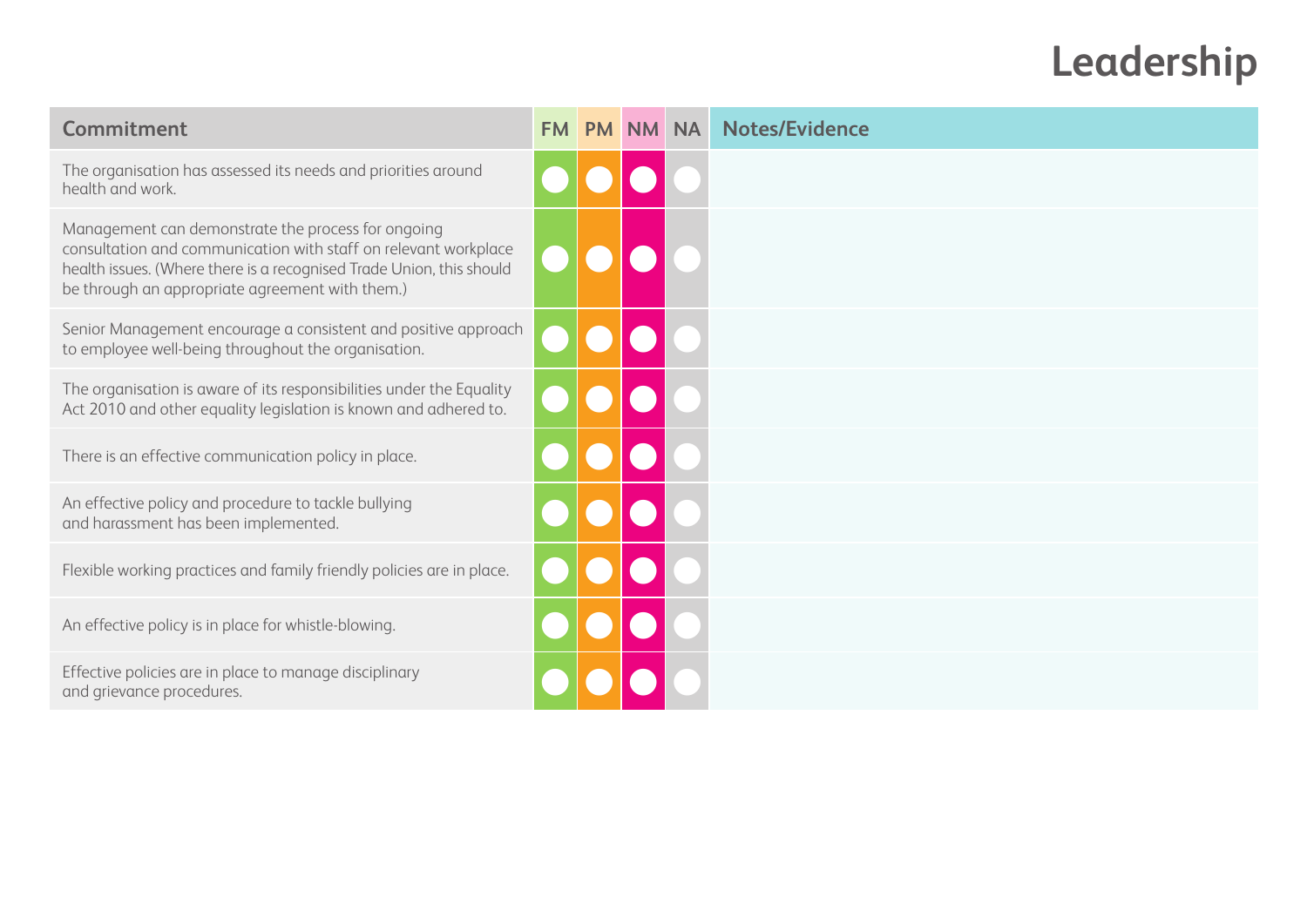# Leadership

| Commitment | FM | PM | NM | NA | Notes/Evidence |
|---|---|---|---|---|---|
| The organisation has assessed its needs and priorities around health and work. | | | | | |
| Management can demonstrate the process for ongoing consultation and communication with staff on relevant workplace health issues. (Where there is a recognised Trade Union, this should be through an appropriate agreement with them.) | | | | | |
| Senior Management encourage a consistent and positive approach to employee well-being throughout the organisation. | | | | | |
| The organisation is aware of its responsibilities under the Equality Act 2010 and other equality legislation is known and adhered to. | | | | | |
| There is an effective communication policy in place. | | | | | |
| An effective policy and procedure to tackle bullying and harassment has been implemented. | | | | | |
| Flexible working practices and family friendly policies are in place. | | | | | |
| An effective policy is in place for whistle-blowing. | | | | | |
| Effective policies are in place to manage disciplinary and grievance procedures. | | | | | |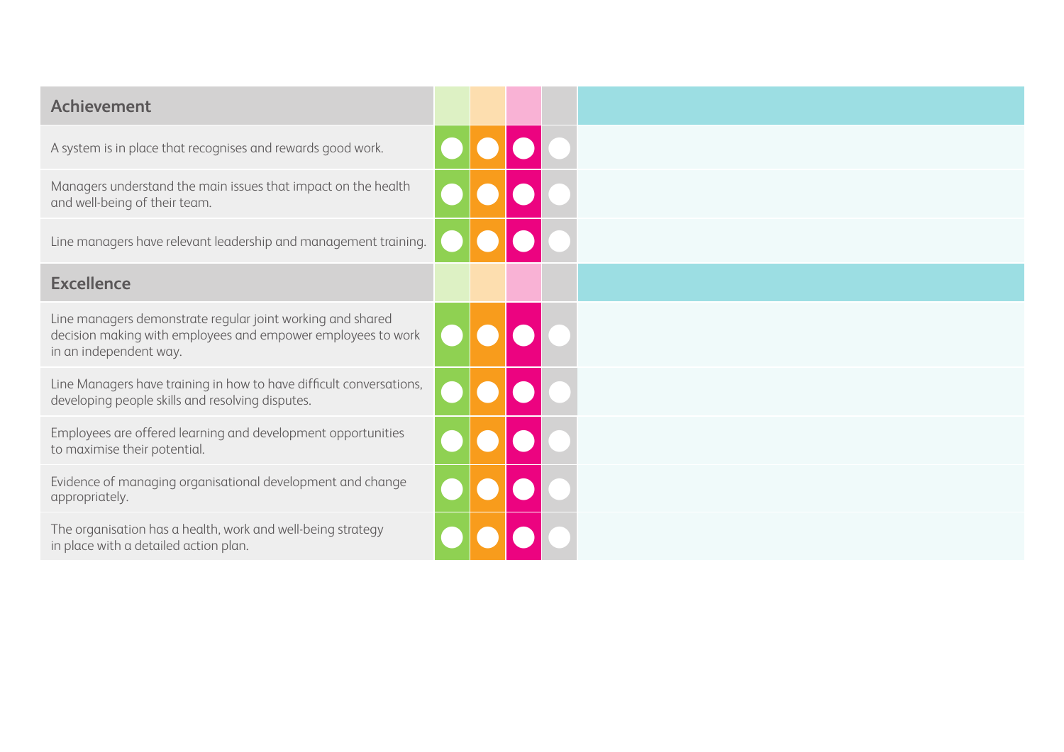| Achievement | | | | | |
|---|---|---|---|---|---|
| A system is in place that recognises and rewards good work. | | | | | |
| Managers understand the main issues that impact on the health and well-being of their team. | | | | | |
| Line managers have relevant leadership and management training. | | | | | |
| **Excellence** | | | | | |
| Line managers demonstrate regular joint working and shared decision making with employees and empower employees to work in an independent way. | | | | | |
| Line Managers have training in how to have difficult conversations, developing people skills and resolving disputes. | | | | | |
| Employees are offered learning and development opportunities to maximise their potential. | | | | | |
| Evidence of managing organisational development and change appropriately. | | | | | |
| The organisation has a health, work and well-being strategy in place with a detailed action plan. | | | | | |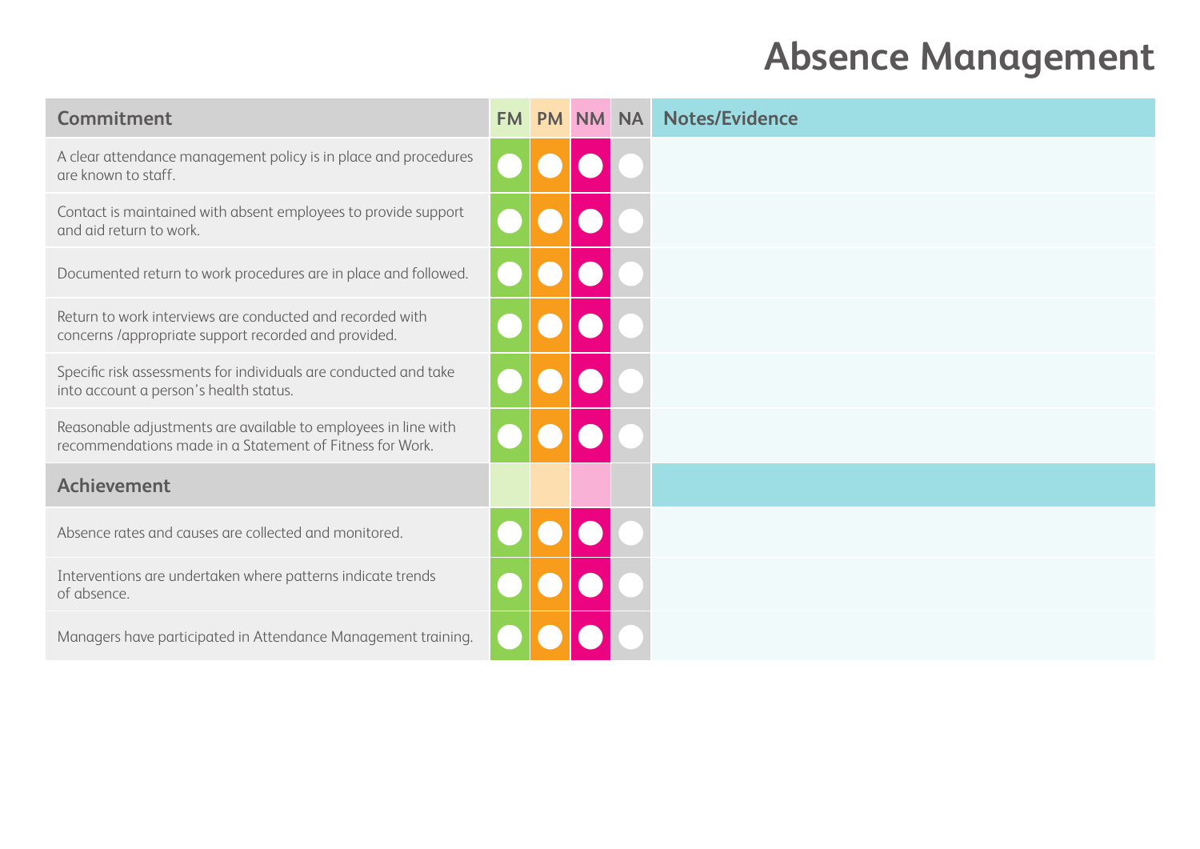# Absence Management

| Commitment | FM | PM | NM | NA | Notes/Evidence |
|---|---|---|---|---|---|
| A clear attendance management policy is in place and procedures are known to staff. | | | | | |
| Contact is maintained with absent employees to provide support and aid return to work. | | | | | |
| Documented return to work procedures are in place and followed. | | | | | |
| Return to work interviews are conducted and recorded with concerns /appropriate support recorded and provided. | | | | | |
| Specific risk assessments for individuals are conducted and take into account a person's health status. | | | | | |
| Reasonable adjustments are available to employees in line with recommendations made in a Statement of Fitness for Work. | | | | | |
| **Achievement** | | | | | |
| Absence rates and causes are collected and monitored. | | | | | |
| Interventions are undertaken where patterns indicate trends of absence. | | | | | |
| Managers have participated in Attendance Management training. | | | | | |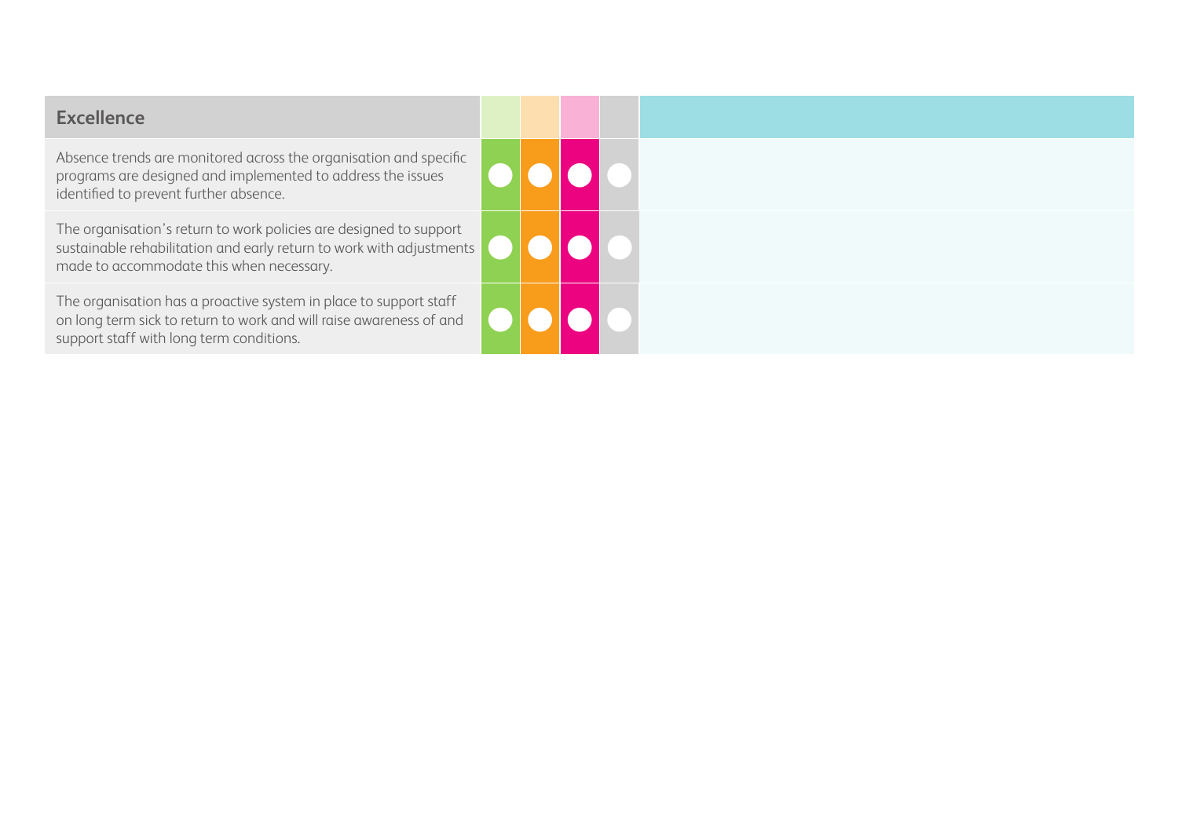| Excellence | | | | | |
|---|---|---|---|---|---|
| Absence trends are monitored across the organisation and specific programs are designed and implemented to address the issues identified to prevent further absence. | | | | | |
| The organisation's return to work policies are designed to support sustainable rehabilitation and early return to work with adjustments made to accommodate this when necessary. | | | | | |
| The organisation has a proactive system in place to support staff on long term sick to return to work and will raise awareness of and support staff with long term conditions. | | | | | |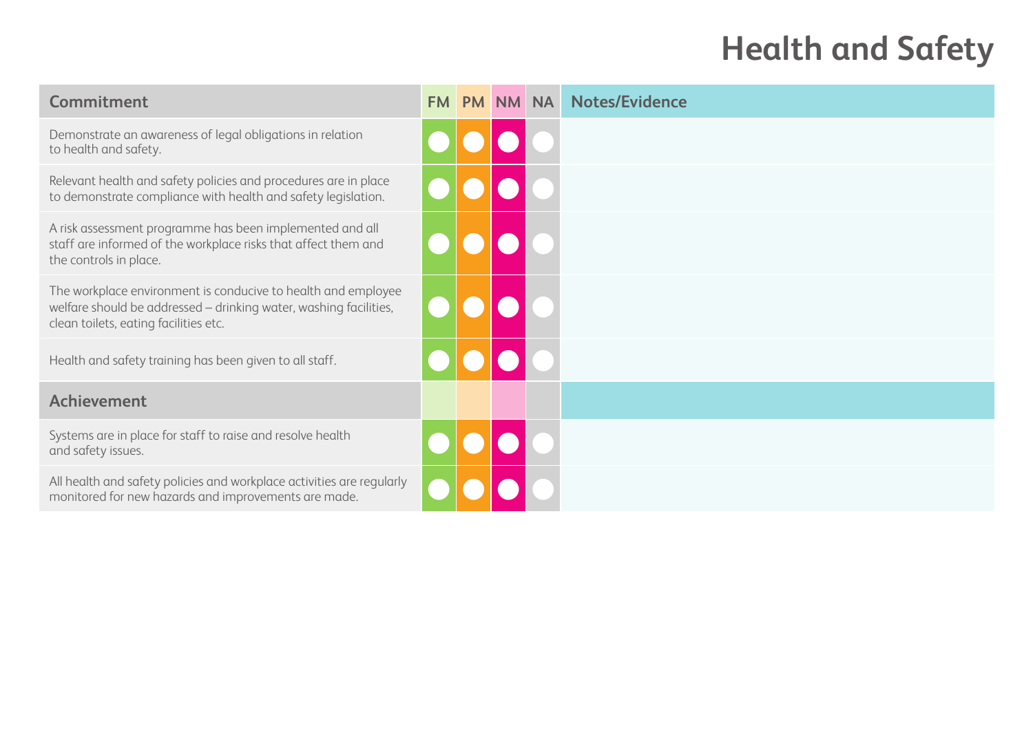# Health and Safety

| Commitment | FM | PM | NM | NA | Notes/Evidence |
|---|---|---|---|---|---|
| Demonstrate an awareness of legal obligations in relation to health and safety. | | | | | |
| Relevant health and safety policies and procedures are in place to demonstrate compliance with health and safety legislation. | | | | | |
| A risk assessment programme has been implemented and all staff are informed of the workplace risks that affect them and the controls in place. | | | | | |
| The workplace environment is conducive to health and employee welfare should be addressed – drinking water, washing facilities, clean toilets, eating facilities etc. | | | | | |
| Health and safety training has been given to all staff. | | | | | |
| **Achievement** | | | | | |
| Systems are in place for staff to raise and resolve health and safety issues. | | | | | |
| All health and safety policies and workplace activities are regularly monitored for new hazards and improvements are made. | | | | | |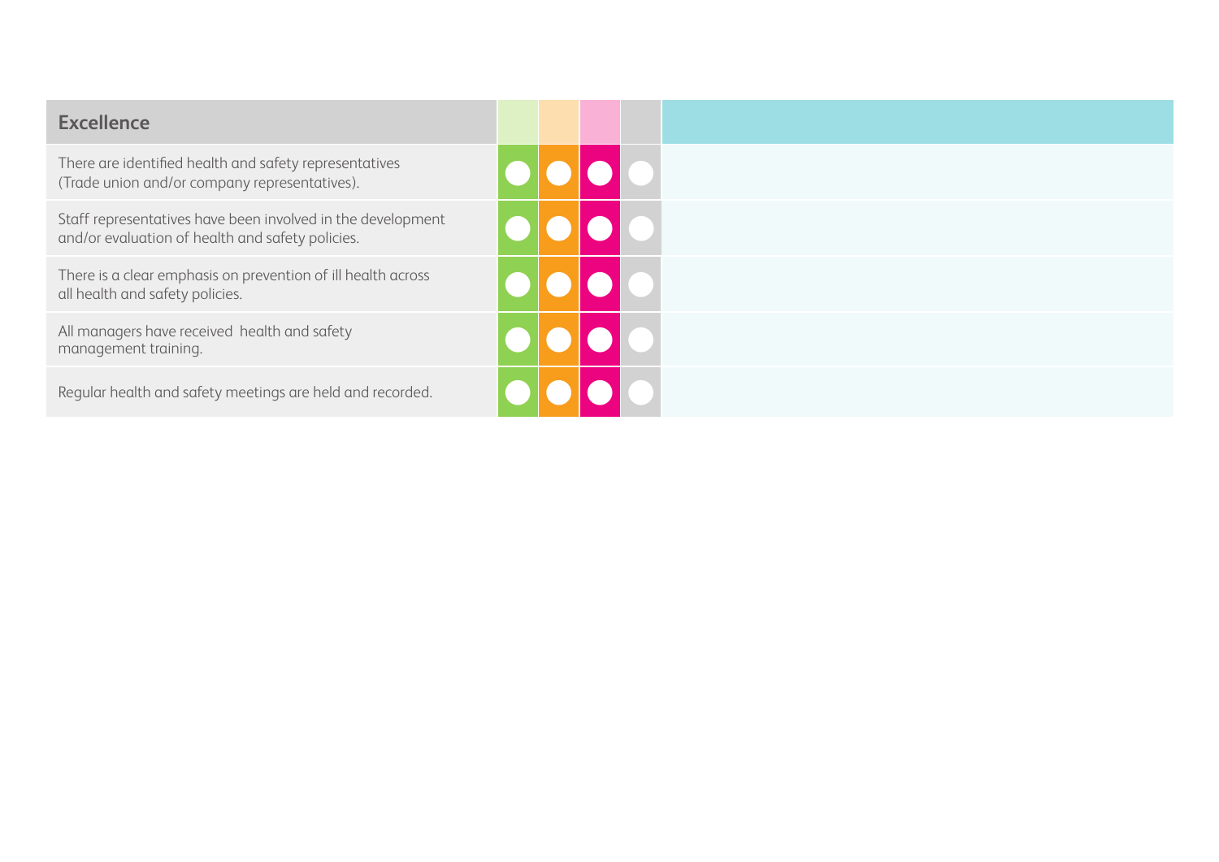| Excellence | | | | | |
|---|---|---|---|---|---|
| There are identified health and safety representatives (Trade union and/or company representatives). | | | | | |
| Staff representatives have been involved in the development and/or evaluation of health and safety policies. | | | | | |
| There is a clear emphasis on prevention of ill health across all health and safety policies. | | | | | |
| All managers have received health and safety management training. | | | | | |
| Regular health and safety meetings are held and recorded. | | | | | |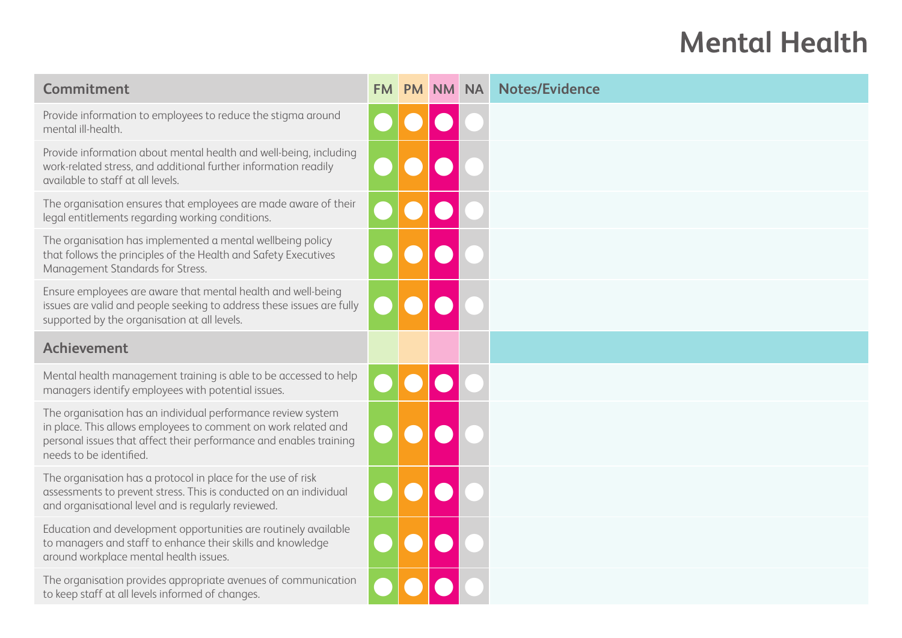# Mental Health

| Commitment | FM | PM | NM | NA | Notes/Evidence |
|---|---|---|---|---|---|
| Provide information to employees to reduce the stigma around mental ill-health. | | | | | |
| Provide information about mental health and well-being, including work-related stress, and additional further information readily available to staff at all levels. | | | | | |
| The organisation ensures that employees are made aware of their legal entitlements regarding working conditions. | | | | | |
| The organisation has implemented a mental wellbeing policy that follows the principles of the Health and Safety Executives Management Standards for Stress. | | | | | |
| Ensure employees are aware that mental health and well-being issues are valid and people seeking to address these issues are fully supported by the organisation at all levels. | | | | | |
| **Achievement** | | | | | |
| Mental health management training is able to be accessed to help managers identify employees with potential issues. | | | | | |
| The organisation has an individual performance review system in place. This allows employees to comment on work related and personal issues that affect their performance and enables training needs to be identified. | | | | | |
| The organisation has a protocol in place for the use of risk assessments to prevent stress. This is conducted on an individual and organisational level and is regularly reviewed. | | | | | |
| Education and development opportunities are routinely available to managers and staff to enhance their skills and knowledge around workplace mental health issues. | | | | | |
| The organisation provides appropriate avenues of communication to keep staff at all levels informed of changes. | | | | | |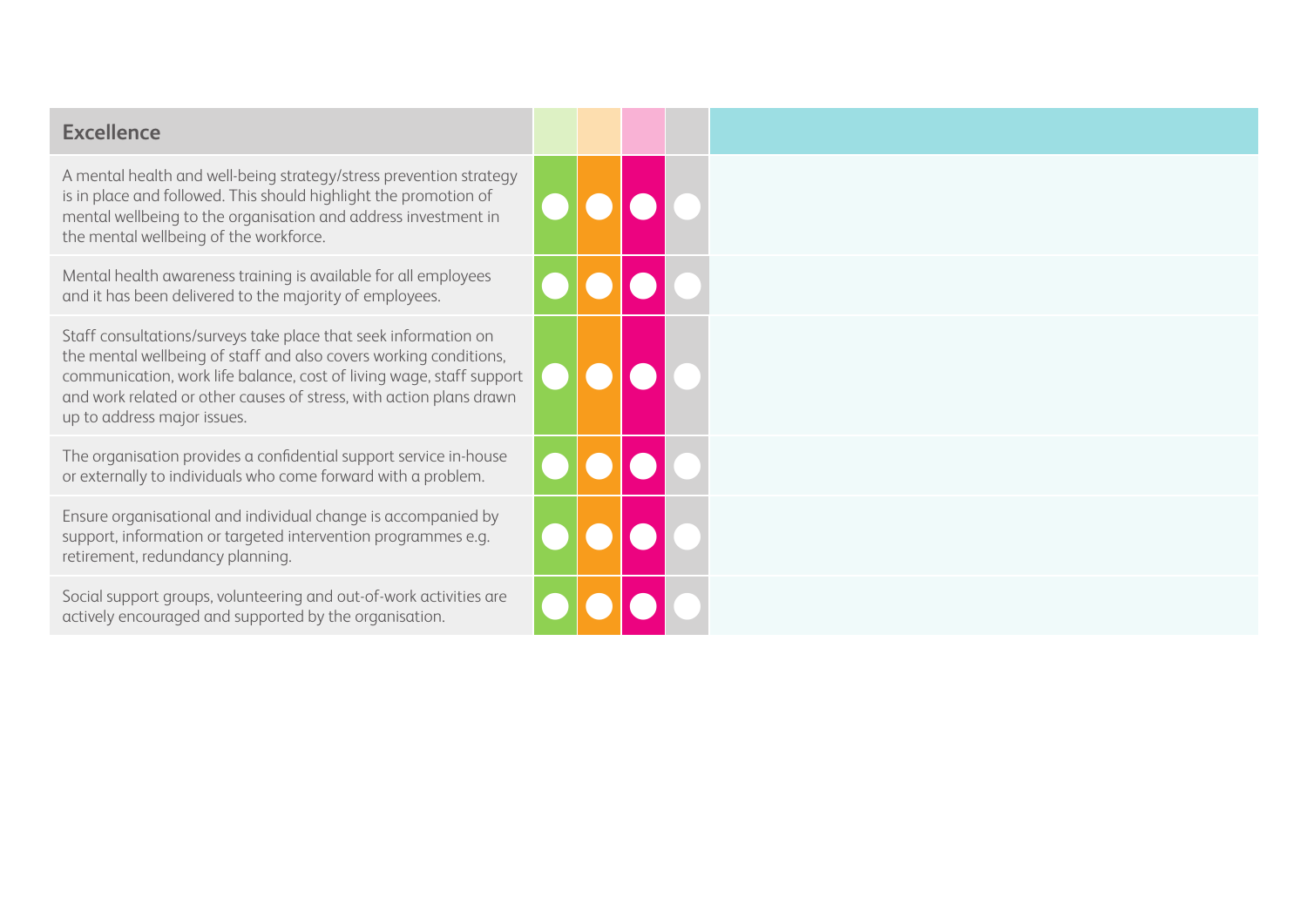| Excellence | | | | | |
|---|---|---|---|---|---|
| A mental health and well-being strategy/stress prevention strategy is in place and followed. This should highlight the promotion of mental wellbeing to the organisation and address investment in the mental wellbeing of the workforce. | | | | | |
| Mental health awareness training is available for all employees and it has been delivered to the majority of employees. | | | | | |
| Staff consultations/surveys take place that seek information on the mental wellbeing of staff and also covers working conditions, communication, work life balance, cost of living wage, staff support and work related or other causes of stress, with action plans drawn up to address major issues. | | | | | |
| The organisation provides a confidential support service in-house or externally to individuals who come forward with a problem. | | | | | |
| Ensure organisational and individual change is accompanied by support, information or targeted intervention programmes e.g. retirement, redundancy planning. | | | | | |
| Social support groups, volunteering and out-of-work activities are actively encouraged and supported by the organisation. | | | | | |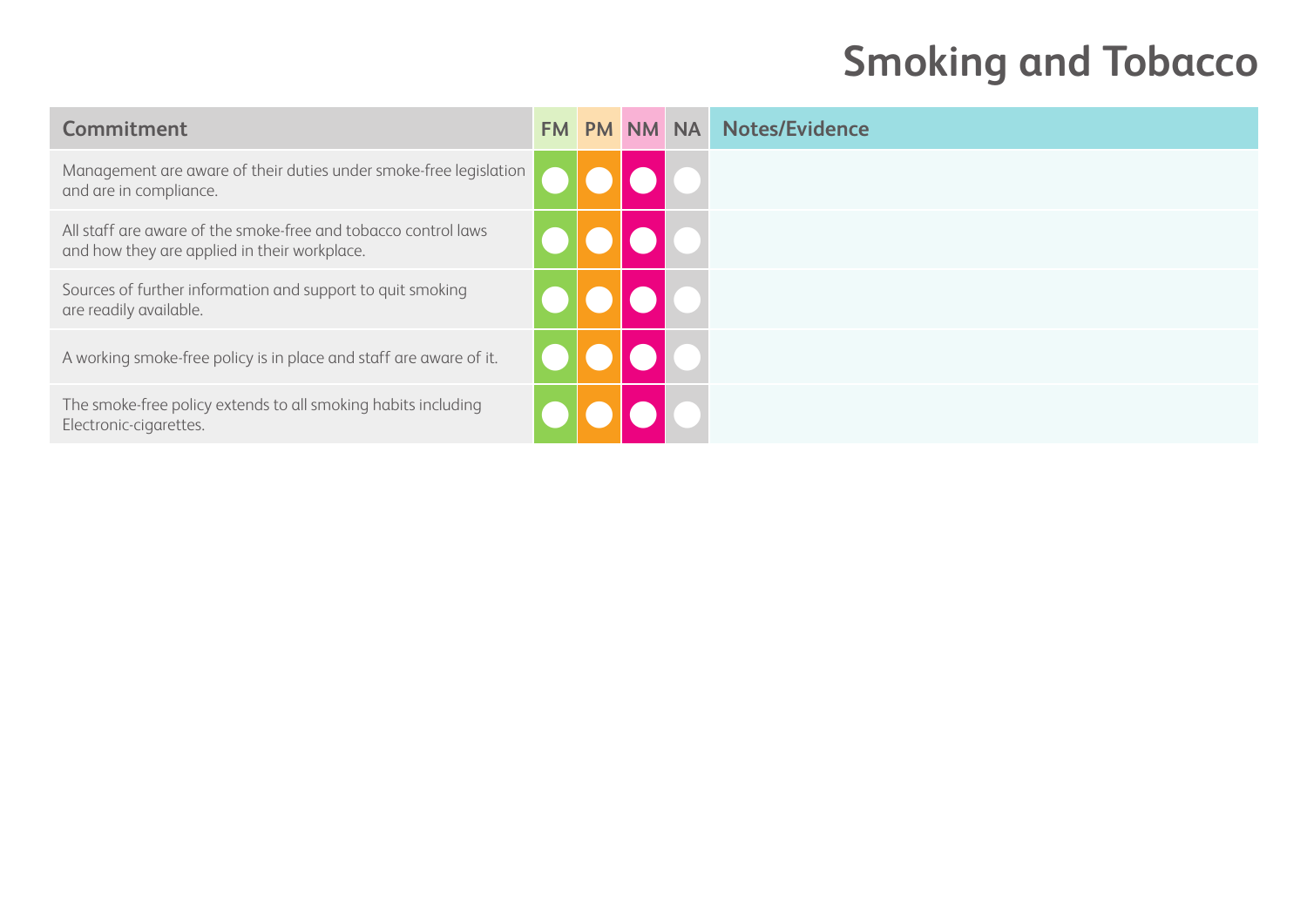# Smoking and Tobacco

| Commitment | FM | PM | NM | NA | Notes/Evidence |
|---|---|---|---|---|---|
| Management are aware of their duties under smoke-free legislation and are in compliance. | | | | | |
| All staff are aware of the smoke-free and tobacco control laws and how they are applied in their workplace. | | | | | |
| Sources of further information and support to quit smoking are readily available. | | | | | |
| A working smoke-free policy is in place and staff are aware of it. | | | | | |
| The smoke-free policy extends to all smoking habits including Electronic-cigarettes. | | | | | |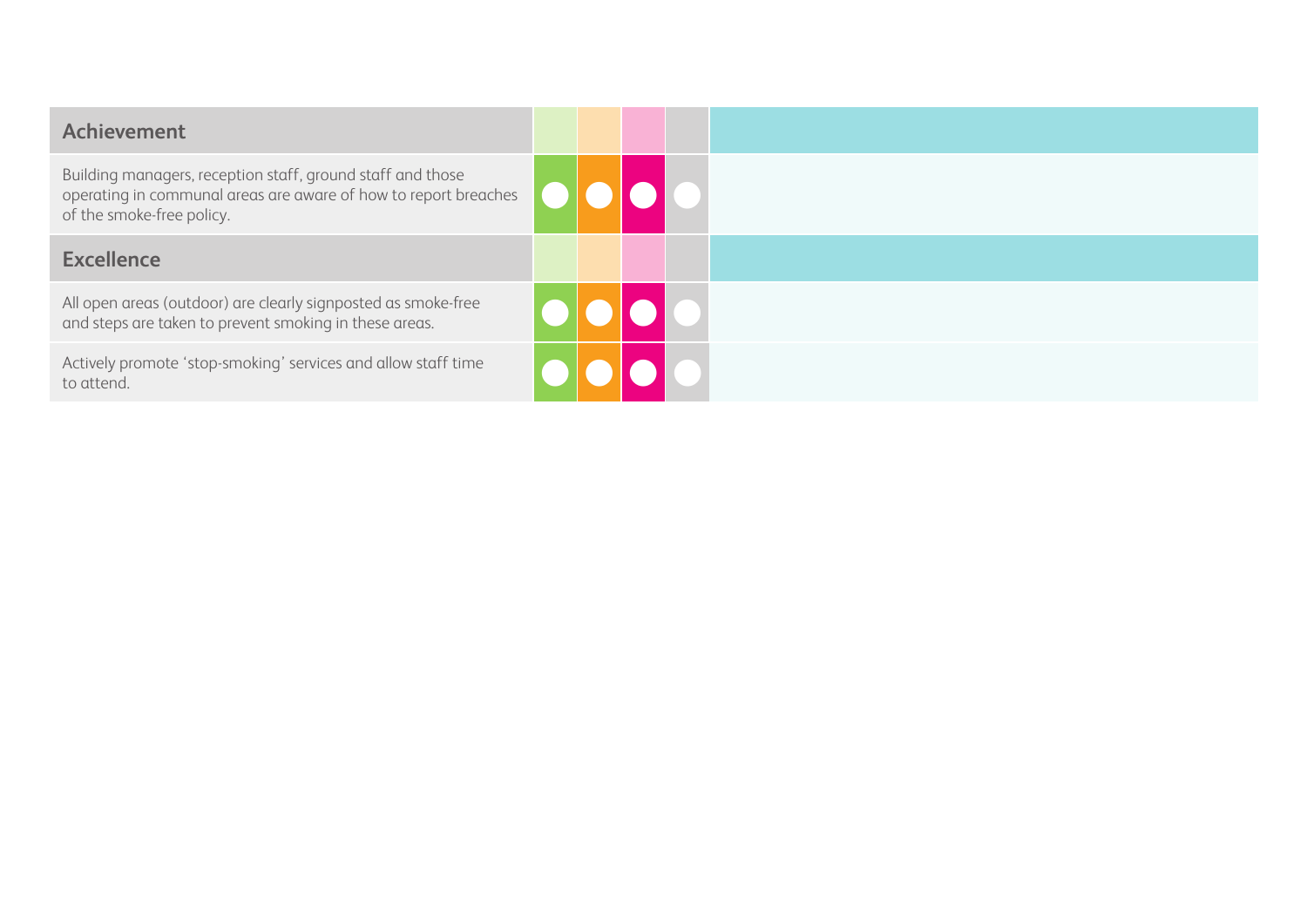| Achievement | | | | | |
|---|---|---|---|---|---|
| Building managers, reception staff, ground staff and those operating in communal areas are aware of how to report breaches of the smoke-free policy. | | | | | |
| **Excellence** | | | | | |
| All open areas (outdoor) are clearly signposted as smoke-free and steps are taken to prevent smoking in these areas. | | | | | |
| Actively promote ‘stop-smoking’ services and allow staff time to attend. | | | | | |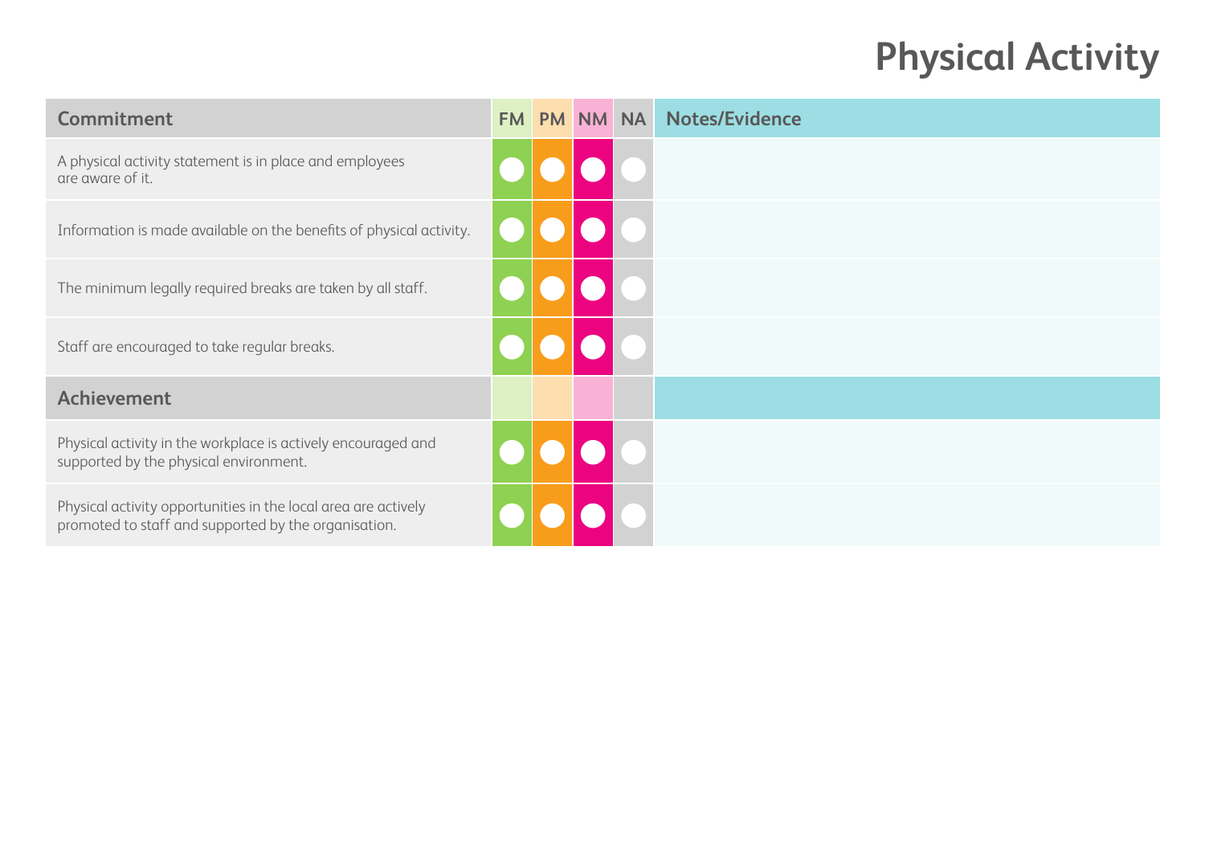# Physical Activity

| Commitment | FM | PM | NM | NA | Notes/Evidence |
|---|---|---|---|---|---|
| A physical activity statement is in place and employees are aware of it. | | | | | |
| Information is made available on the benefits of physical activity. | | | | | |
| The minimum legally required breaks are taken by all staff. | | | | | |
| Staff are encouraged to take regular breaks. | | | | | |
| **Achievement** | | | | | |
| Physical activity in the workplace is actively encouraged and supported by the physical environment. | | | | | |
| Physical activity opportunities in the local area are actively promoted to staff and supported by the organisation. | | | | | |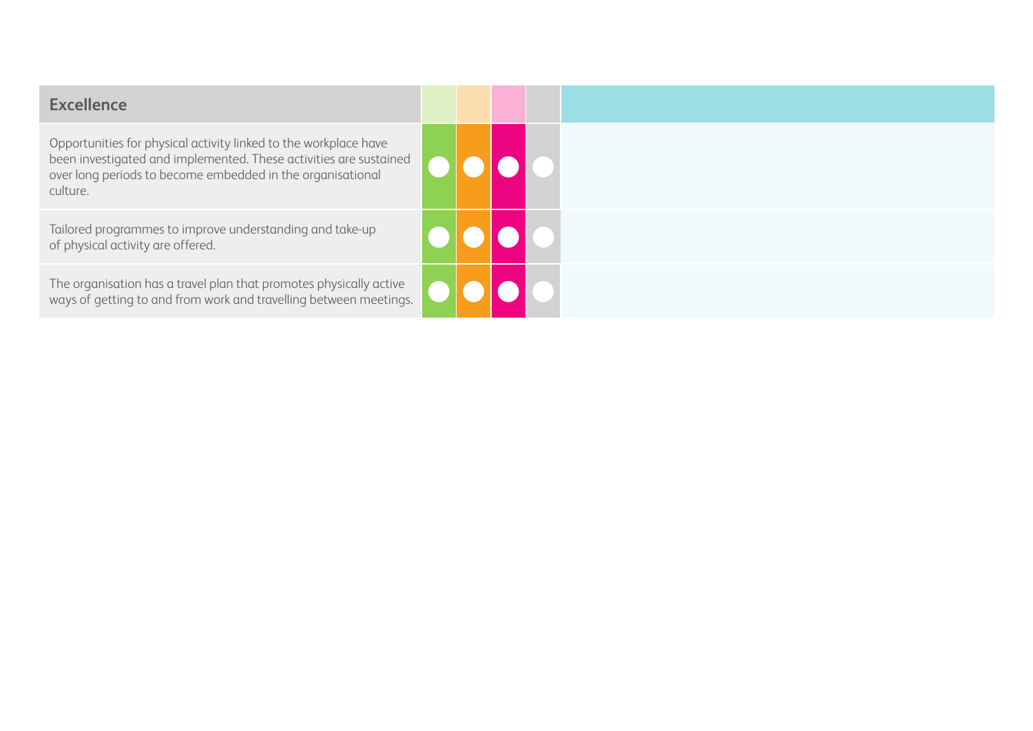| Excellence | | | | | |
|---|---|---|---|---|---|
| Opportunities for physical activity linked to the workplace have been investigated and implemented. These activities are sustained over long periods to become embedded in the organisational culture. | | | | | |
| Tailored programmes to improve understanding and take-up of physical activity are offered. | | | | | |
| The organisation has a travel plan that promotes physically active ways of getting to and from work and travelling between meetings. | | | | | |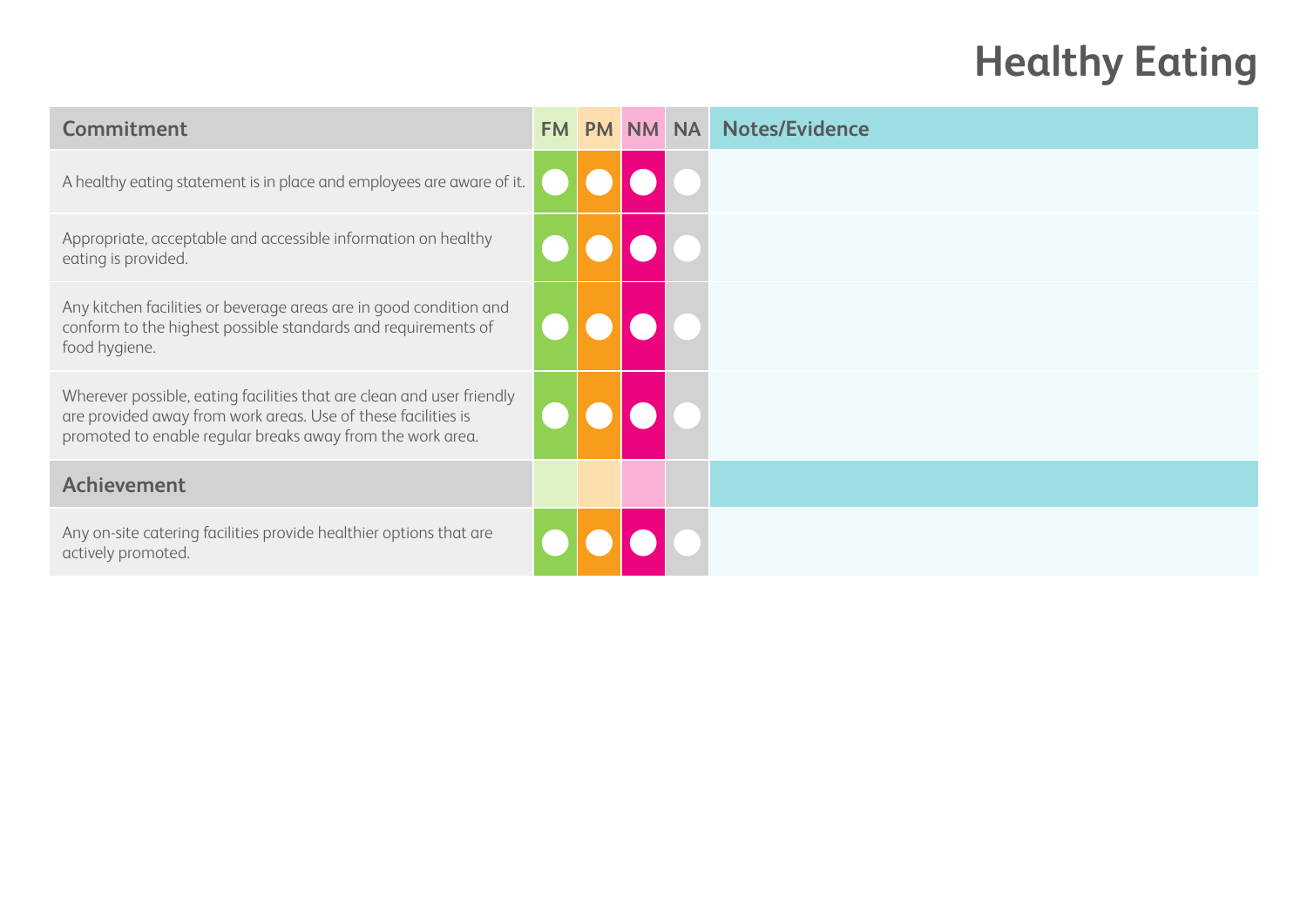# Healthy Eating

| Commitment | FM | PM | NM | NA | Notes/Evidence |
| --- | --- | --- | --- | --- | --- |
| A healthy eating statement is in place and employees are aware of it. | ○ | ○ | ○ | ○ | |
| Appropriate, acceptable and accessible information on healthy eating is provided. | ○ | ○ | ○ | ○ | |
| Any kitchen facilities or beverage areas are in good condition and conform to the highest possible standards and requirements of food hygiene. | ○ | ○ | ○ | ○ | |
| Wherever possible, eating facilities that are clean and user friendly are provided away from work areas. Use of these facilities is promoted to enable regular breaks away from the work area. | ○ | ○ | ○ | ○ | |
| **Achievement** | | | | | |
| Any on-site catering facilities provide healthier options that are actively promoted. | ○ | ○ | ○ | ○ | |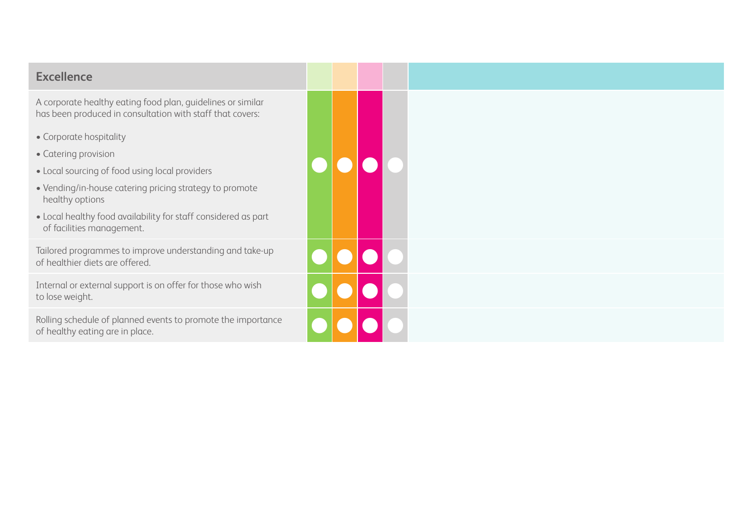| Excellence | | | | | |
|---|---|---|---|---|---|
| A corporate healthy eating food plan, guidelines or similar has been produced in consultation with staff that covers:<br>• Corporate hospitality<br>• Catering provision<br>• Local sourcing of food using local providers<br>• Vending/in-house catering pricing strategy to promote healthy options<br>• Local healthy food availability for staff considered as part of facilities management. | | | | | |
| Tailored programmes to improve understanding and take-up of healthier diets are offered. | | | | | |
| Internal or external support is on offer for those who wish to lose weight. | | | | | |
| Rolling schedule of planned events to promote the importance of healthy eating are in place. | | | | | |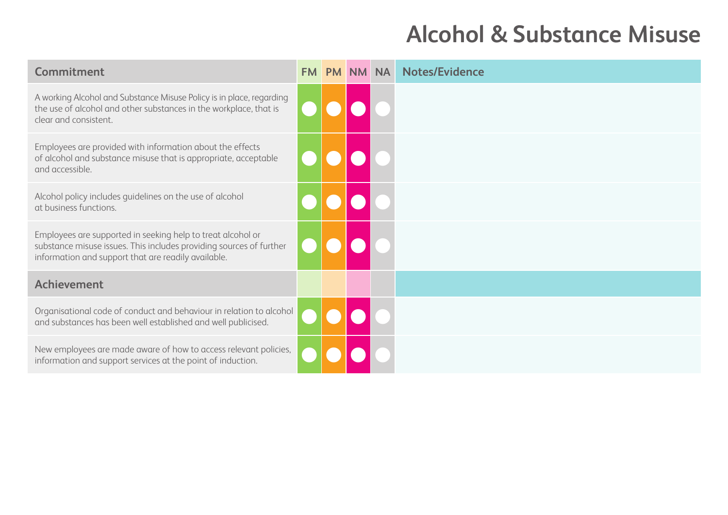# Alcohol & Substance Misuse

| Commitment | FM | PM | NM | NA | Notes/Evidence |
|---|---|---|---|---|---|
| A working Alcohol and Substance Misuse Policy is in place, regarding the use of alcohol and other substances in the workplace, that is clear and consistent. | ○ | ○ | ○ | ○ | |
| Employees are provided with information about the effects of alcohol and substance misuse that is appropriate, acceptable and accessible. | ○ | ○ | ○ | ○ | |
| Alcohol policy includes guidelines on the use of alcohol at business functions. | ○ | ○ | ○ | ○ | |
| Employees are supported in seeking help to treat alcohol or substance misuse issues. This includes providing sources of further information and support that are readily available. | ○ | ○ | ○ | ○ | |
| **Achievement** | | | | | |
| Organisational code of conduct and behaviour in relation to alcohol and substances has been well established and well publicised. | ○ | ○ | ○ | ○ | |
| New employees are made aware of how to access relevant policies, information and support services at the point of induction. | ○ | ○ | ○ | ○ | |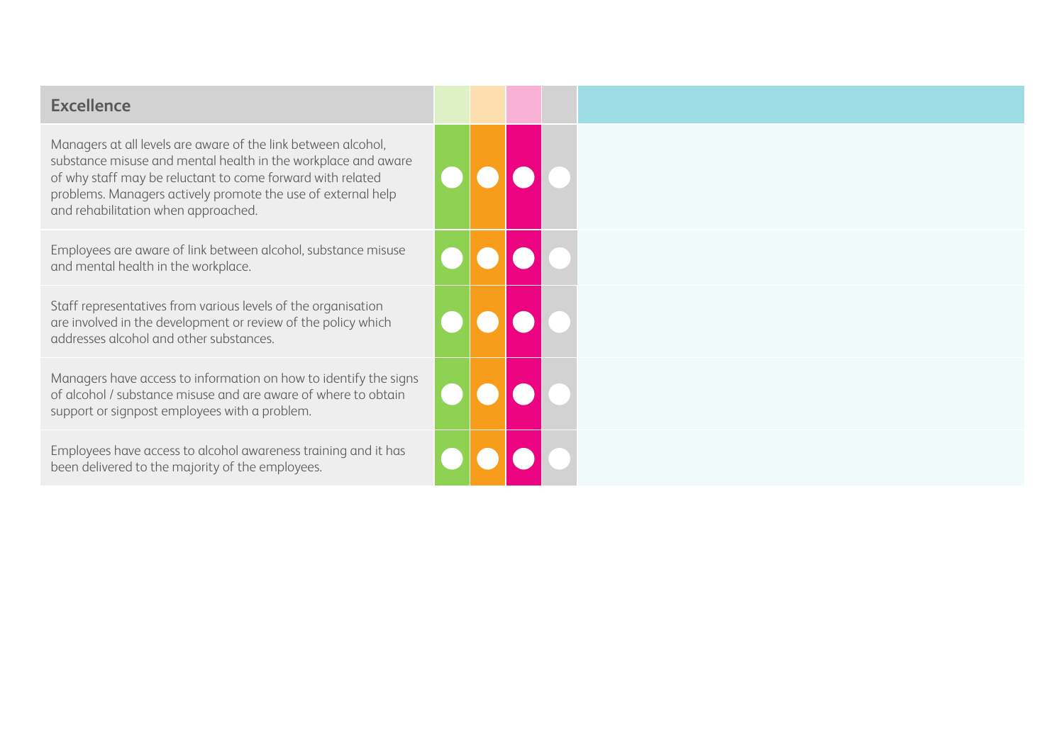| Excellence | | | | | |
|---|---|---|---|---|---|
| Managers at all levels are aware of the link between alcohol, substance misuse and mental health in the workplace and aware of why staff may be reluctant to come forward with related problems. Managers actively promote the use of external help and rehabilitation when approached. | | | | | |
| Employees are aware of link between alcohol, substance misuse and mental health in the workplace. | | | | | |
| Staff representatives from various levels of the organisation are involved in the development or review of the policy which addresses alcohol and other substances. | | | | | |
| Managers have access to information on how to identify the signs of alcohol / substance misuse and are aware of where to obtain support or signpost employees with a problem. | | | | | |
| Employees have access to alcohol awareness training and it has been delivered to the majority of the employees. | | | | | |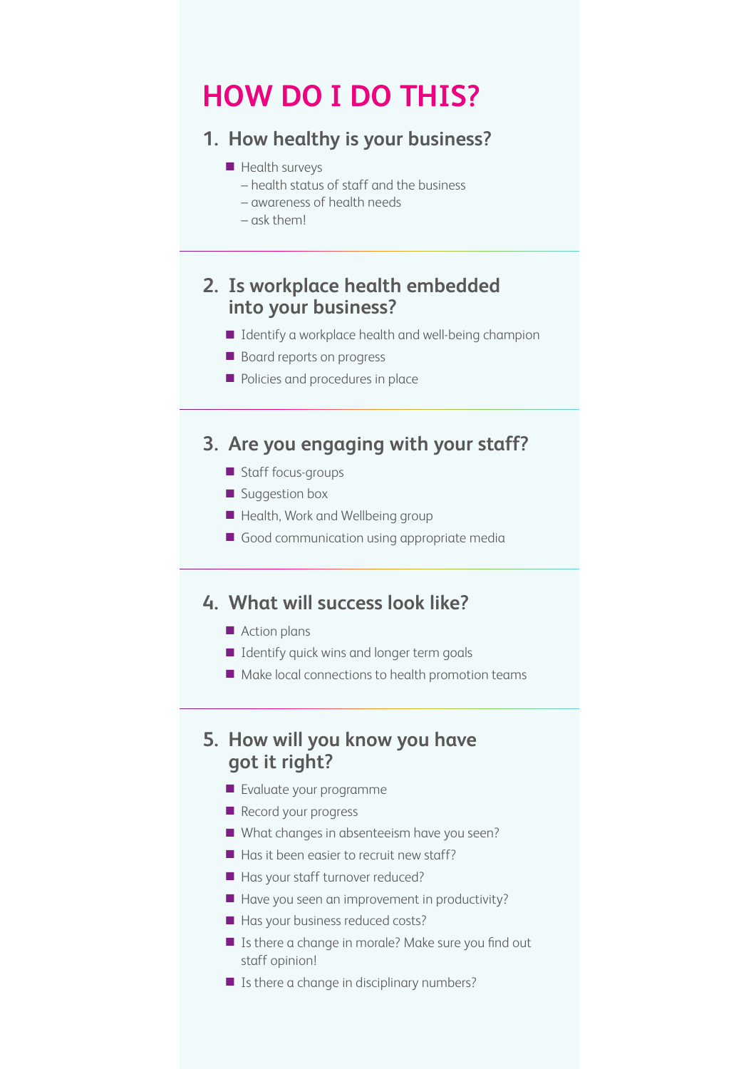# HOW DO I DO THIS?

## 1. How healthy is your business?

- Health surveys
  - – health status of staff and the business
  - – awareness of health needs
  - – ask them!

## 2. Is workplace health embedded into your business?

- Identify a workplace health and well-being champion
- Board reports on progress
- Policies and procedures in place

## 3. Are you engaging with your staff?

- Staff focus-groups
- Suggestion box
- Health, Work and Wellbeing group
- Good communication using appropriate media

## 4. What will success look like?

- Action plans
- Identify quick wins and longer term goals
- Make local connections to health promotion teams

## 5. How will you know you have got it right?

- Evaluate your programme
- Record your progress
- What changes in absenteeism have you seen?
- Has it been easier to recruit new staff?
- Has your staff turnover reduced?
- Have you seen an improvement in productivity?
- Has your business reduced costs?
- Is there a change in morale? Make sure you find out staff opinion!
- Is there a change in disciplinary numbers?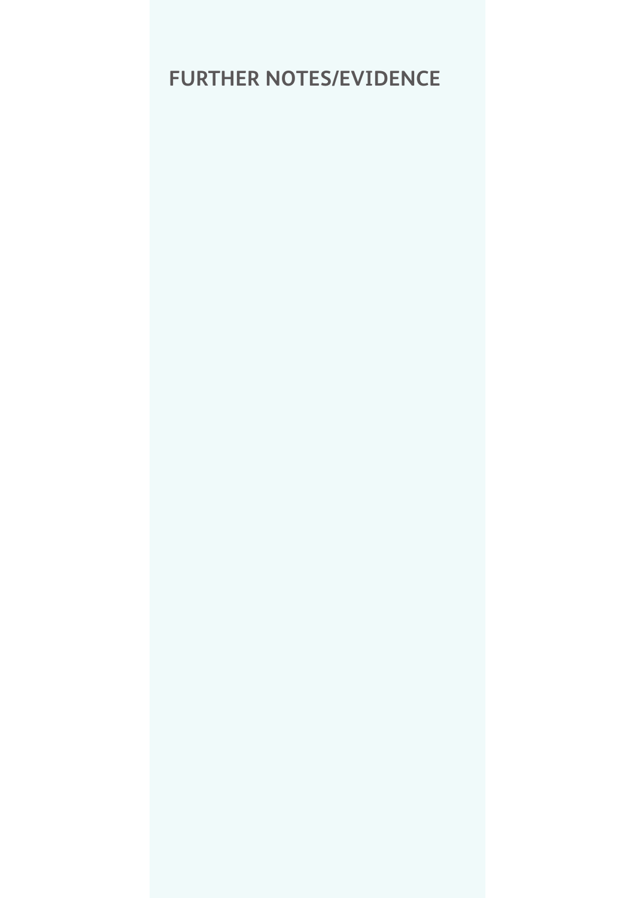## FURTHER NOTES/EVIDENCE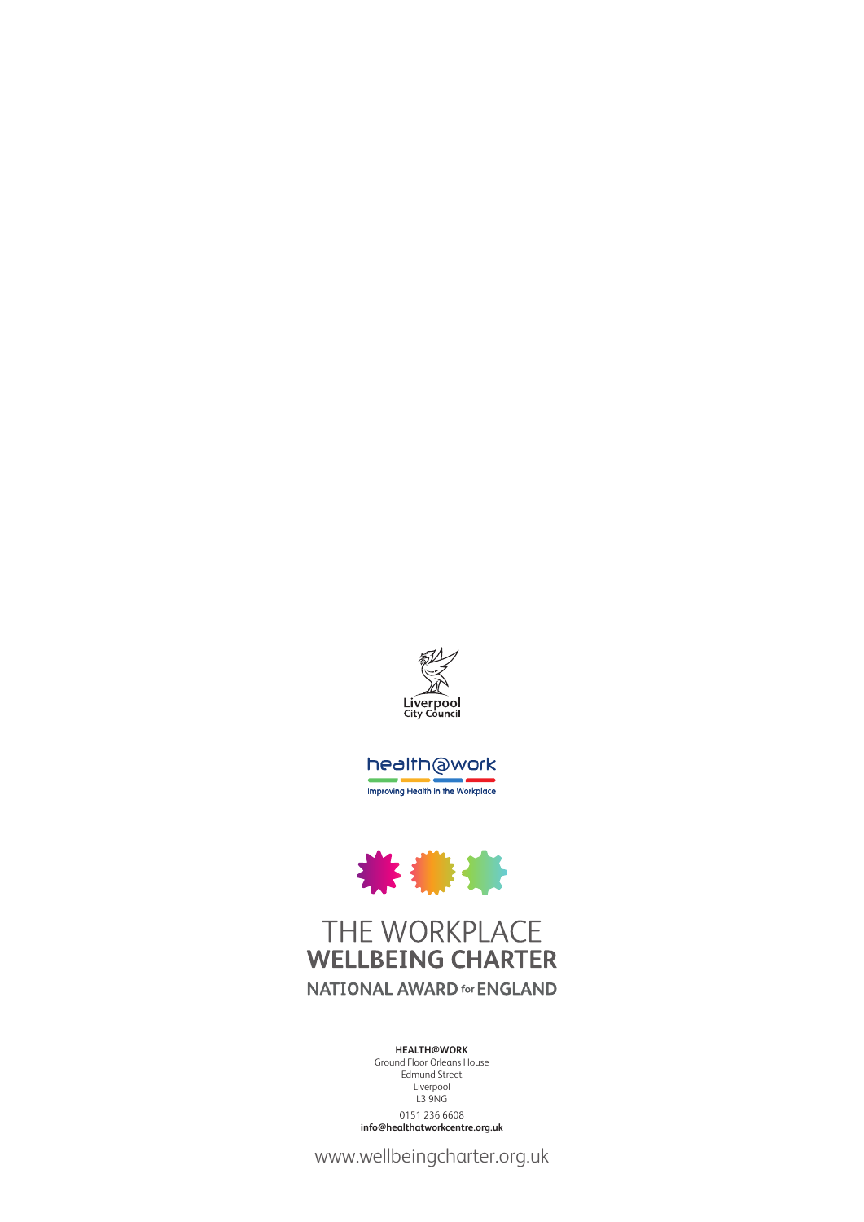Liverpool
City Council

health@work
Improving Health in the Workplace

THE WORKPLACE
**WELLBEING CHARTER**
**NATIONAL AWARD for ENGLAND**

**HEALTH@WORK**
Ground Floor Orleans House
Edmund Street
Liverpool
L3 9NG

0151 236 6608
**info@healthatworkcentre.org.uk**

www.wellbeingcharter.org.uk